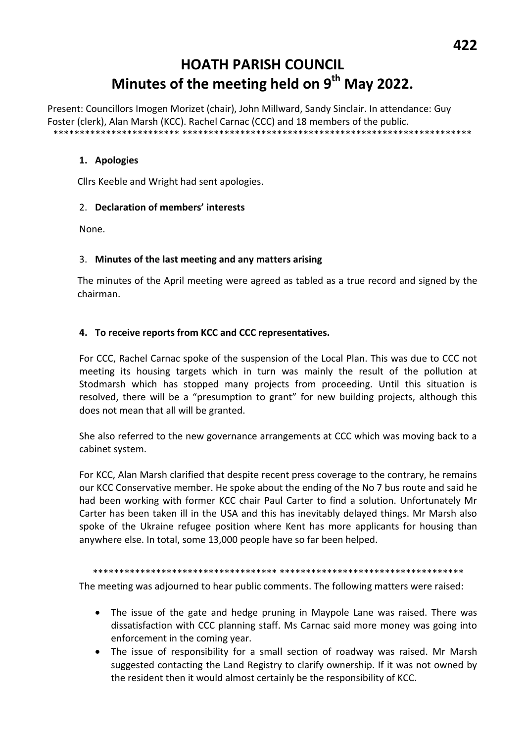# HOATH PARISH COUNCIL
# Minutes of the meeting held on 9th May 2022.

Present: Councillors Imogen Morizet (chair), John Millward, Sandy Sinclair. In attendance: Guy Foster (clerk), Alan Marsh (KCC). Rachel Carnac (CCC) and 18 members of the public.

*********************** ********************************************************

1. **Apologies**

Cllrs Keeble and Wright had sent apologies.

2. **Declaration of members' interests**

None.

3. **Minutes of the last meeting and any matters arising**

The minutes of the April meeting were agreed as tabled as a true record and signed by the chairman.

4. **To receive reports from KCC and CCC representatives.**

For CCC, Rachel Carnac spoke of the suspension of the Local Plan. This was due to CCC not meeting its housing targets which in turn was mainly the result of the pollution at Stodmarsh which has stopped many projects from proceeding. Until this situation is resolved, there will be a "presumption to grant" for new building projects, although this does not mean that all will be granted.

She also referred to the new governance arrangements at CCC which was moving back to a cabinet system.

For KCC, Alan Marsh clarified that despite recent press coverage to the contrary, he remains our KCC Conservative member. He spoke about the ending of the No 7 bus route and said he had been working with former KCC chair Paul Carter to find a solution. Unfortunately Mr Carter has been taken ill in the USA and this has inevitably delayed things. Mr Marsh also spoke of the Ukraine refugee position where Kent has more applicants for housing than anywhere else. In total, some 13,000 people have so far been helped.

********************************** ***********************************

The meeting was adjourned to hear public comments. The following matters were raised:

- The issue of the gate and hedge pruning in Maypole Lane was raised. There was dissatisfaction with CCC planning staff. Ms Carnac said more money was going into enforcement in the coming year.
- The issue of responsibility for a small section of roadway was raised. Mr Marsh suggested contacting the Land Registry to clarify ownership. If it was not owned by the resident then it would almost certainly be the responsibility of KCC.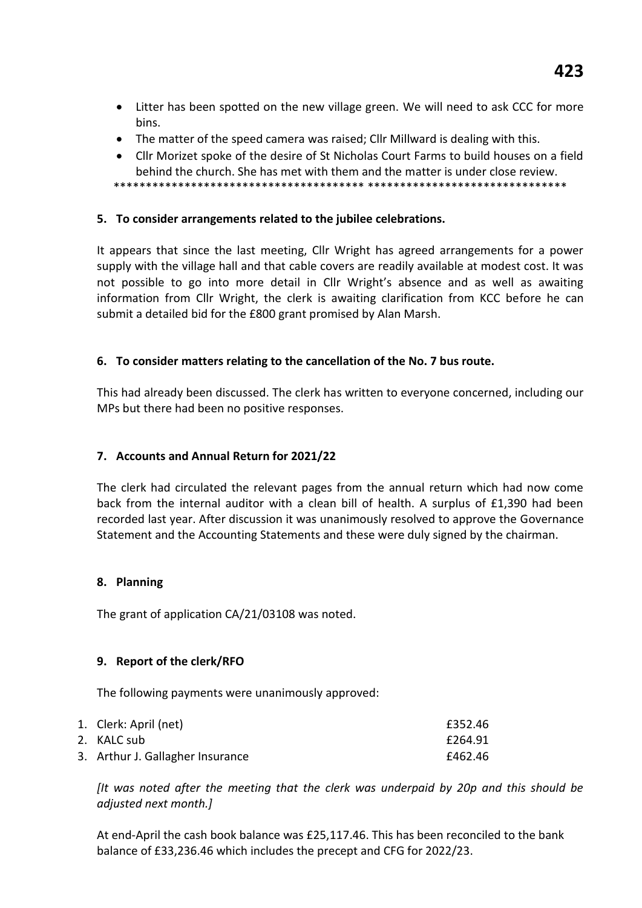- Litter has been spotted on the new village green. We will need to ask CCC for more bins.
- The matter of the speed camera was raised; Cllr Millward is dealing with this.
- Cllr Morizet spoke of the desire of St Nicholas Court Farms to build houses on a field behind the church. She has met with them and the matter is under close review.

************************************** *******************************

**5. To consider arrangements related to the jubilee celebrations.**

It appears that since the last meeting, Cllr Wright has agreed arrangements for a power supply with the village hall and that cable covers are readily available at modest cost. It was not possible to go into more detail in Cllr Wright's absence and as well as awaiting information from Cllr Wright, the clerk is awaiting clarification from KCC before he can submit a detailed bid for the £800 grant promised by Alan Marsh.

**6. To consider matters relating to the cancellation of the No. 7 bus route.**

This had already been discussed. The clerk has written to everyone concerned, including our MPs but there had been no positive responses.

**7. Accounts and Annual Return for 2021/22**

The clerk had circulated the relevant pages from the annual return which had now come back from the internal auditor with a clean bill of health. A surplus of £1,390 had been recorded last year. After discussion it was unanimously resolved to approve the Governance Statement and the Accounting Statements and these were duly signed by the chairman.

**8. Planning**

The grant of application CA/21/03108 was noted.

**9. Report of the clerk/RFO**

The following payments were unanimously approved:

| | |
|---|---|
| 1. Clerk: April (net) | £352.46 |
| 2. KALC sub | £264.91 |
| 3. Arthur J. Gallagher Insurance | £462.46 |

*[It was noted after the meeting that the clerk was underpaid by 20p and this should be adjusted next month.]*

At end-April the cash book balance was £25,117.46. This has been reconciled to the bank balance of £33,236.46 which includes the precept and CFG for 2022/23.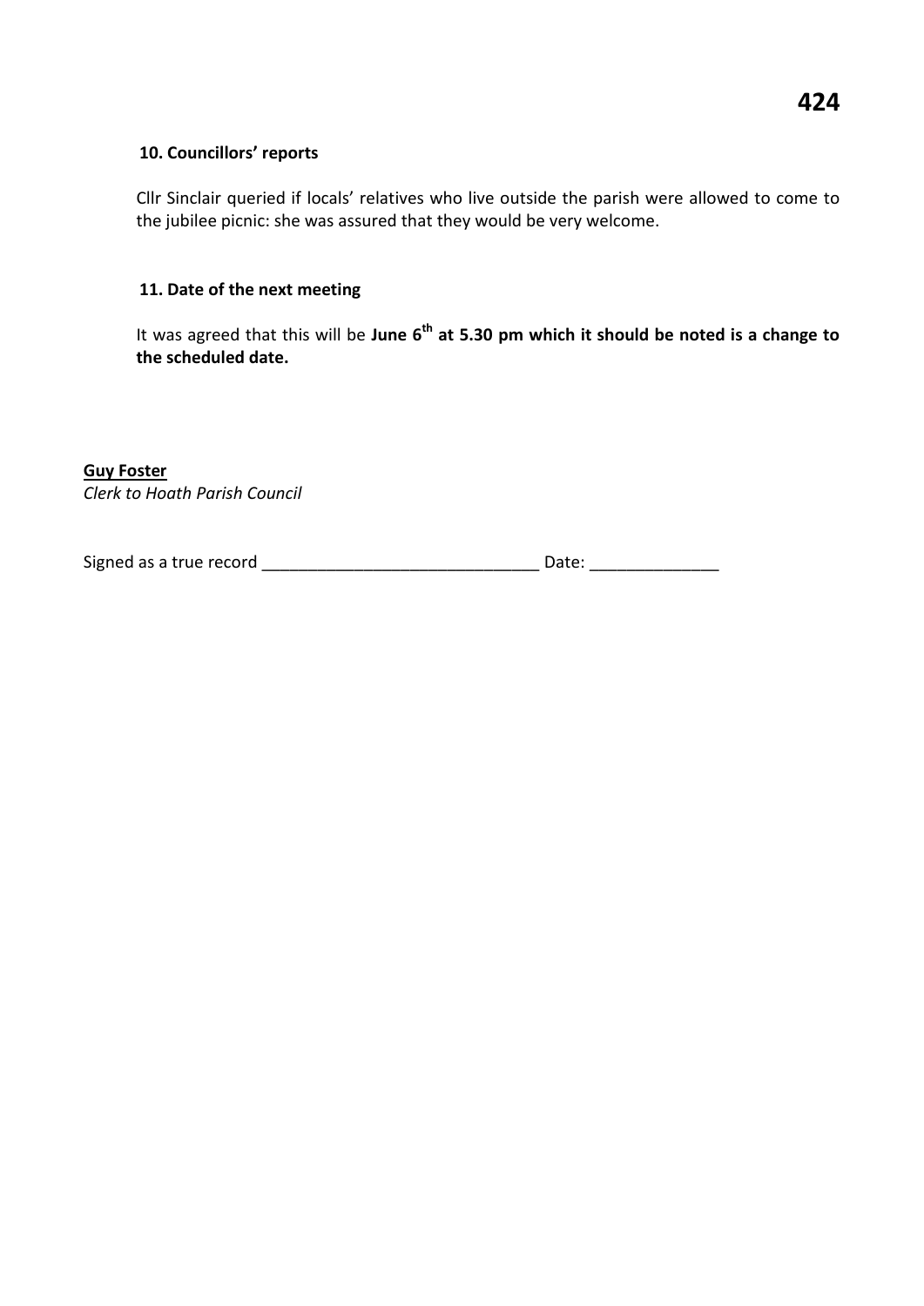### 10. Councillors' reports

Cllr Sinclair queried if locals' relatives who live outside the parish were allowed to come to the jubilee picnic: she was assured that they would be very welcome.

### 11. Date of the next meeting

It was agreed that this will be **June 6th at 5.30 pm which it should be noted is a change to the scheduled date.**

**Guy Foster**
*Clerk to Hoath Parish Council*

Signed as a true record ______________________________ Date: ______________